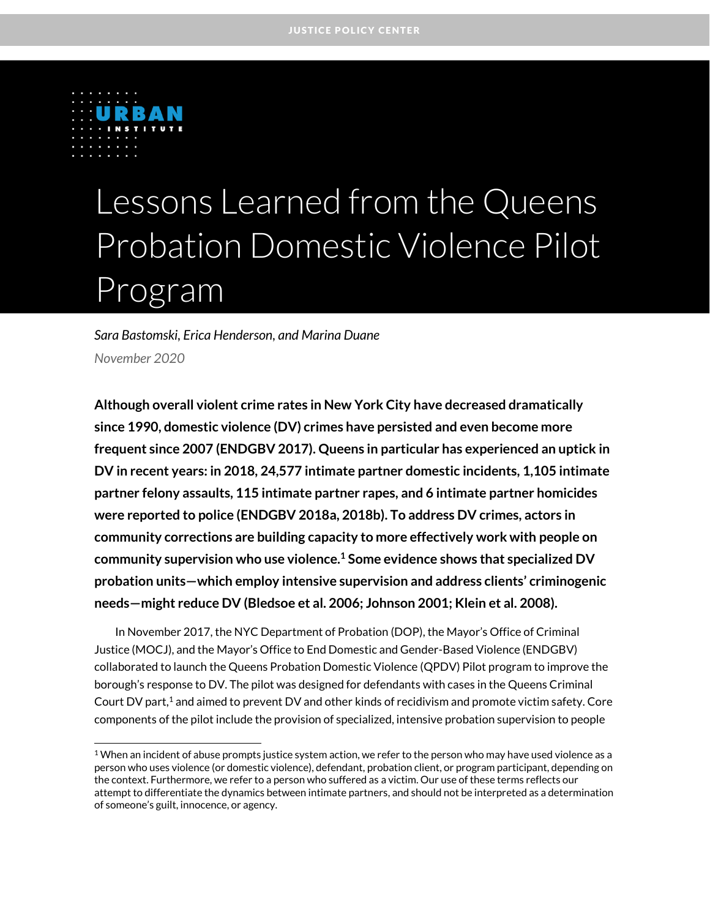JUSTICE POLICY CENTER

URBAN INSTITUTE

# Lessons Learned from the Queens Probation Domestic Violence Pilot Program

*Sara Bastomski, Erica Henderson, and Marina Duane*

*November 2020*

**Although overall violent crime rates in New York City have decreased dramatically since 1990, domestic violence (DV) crimes have persisted and even become more frequent since 2007 (ENDGBV 2017). Queens in particular has experienced an uptick in DV in recent years: in 2018, 24,577 intimate partner domestic incidents, 1,105 intimate partner felony assaults, 115 intimate partner rapes, and 6 intimate partner homicides were reported to police (ENDGBV 2018a, 2018b). To address DV crimes, actors in community corrections are building capacity to more effectively work with people on community supervision who use violence.[1] Some evidence shows that specialized DV probation units—which employ intensive supervision and address clients' criminogenic needs—might reduce DV (Bledsoe et al. 2006; Johnson 2001; Klein et al. 2008).**

In November 2017, the NYC Department of Probation (DOP), the Mayor's Office of Criminal Justice (MOCJ), and the Mayor's Office to End Domestic and Gender-Based Violence (ENDGBV) collaborated to launch the Queens Probation Domestic Violence (QPDV) Pilot program to improve the borough's response to DV. The pilot was designed for defendants with cases in the Queens Criminal Court DV part,[1] and aimed to prevent DV and other kinds of recidivism and promote victim safety. Core components of the pilot include the provision of specialized, intensive probation supervision to people

[1] When an incident of abuse prompts justice system action, we refer to the person who may have used violence as a person who uses violence (or domestic violence), defendant, probation client, or program participant, depending on the context. Furthermore, we refer to a person who suffered as a victim. Our use of these terms reflects our attempt to differentiate the dynamics between intimate partners, and should not be interpreted as a determination of someone's guilt, innocence, or agency.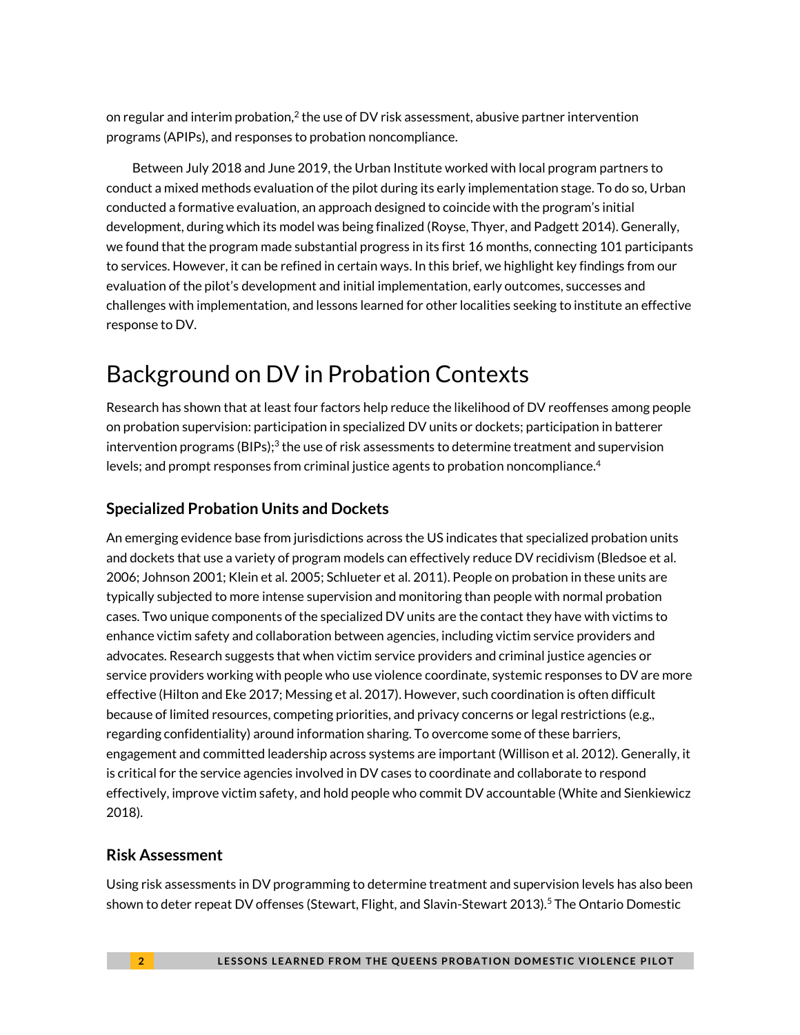on regular and interim probation,[2] the use of DV risk assessment, abusive partner intervention programs (APIPs), and responses to probation noncompliance.

Between July 2018 and June 2019, the Urban Institute worked with local program partners to conduct a mixed methods evaluation of the pilot during its early implementation stage. To do so, Urban conducted a formative evaluation, an approach designed to coincide with the program's initial development, during which its model was being finalized (Royse, Thyer, and Padgett 2014). Generally, we found that the program made substantial progress in its first 16 months, connecting 101 participants to services. However, it can be refined in certain ways. In this brief, we highlight key findings from our evaluation of the pilot's development and initial implementation, early outcomes, successes and challenges with implementation, and lessons learned for other localities seeking to institute an effective response to DV.

# Background on DV in Probation Contexts

Research has shown that at least four factors help reduce the likelihood of DV reoffenses among people on probation supervision: participation in specialized DV units or dockets; participation in batterer intervention programs (BIPs);[3] the use of risk assessments to determine treatment and supervision levels; and prompt responses from criminal justice agents to probation noncompliance.[4]

## Specialized Probation Units and Dockets

An emerging evidence base from jurisdictions across the US indicates that specialized probation units and dockets that use a variety of program models can effectively reduce DV recidivism (Bledsoe et al. 2006; Johnson 2001; Klein et al. 2005; Schlueter et al. 2011). People on probation in these units are typically subjected to more intense supervision and monitoring than people with normal probation cases. Two unique components of the specialized DV units are the contact they have with victims to enhance victim safety and collaboration between agencies, including victim service providers and advocates. Research suggests that when victim service providers and criminal justice agencies or service providers working with people who use violence coordinate, systemic responses to DV are more effective (Hilton and Eke 2017; Messing et al. 2017). However, such coordination is often difficult because of limited resources, competing priorities, and privacy concerns or legal restrictions (e.g., regarding confidentiality) around information sharing. To overcome some of these barriers, engagement and committed leadership across systems are important (Willison et al. 2012). Generally, it is critical for the service agencies involved in DV cases to coordinate and collaborate to respond effectively, improve victim safety, and hold people who commit DV accountable (White and Sienkiewicz 2018).

## Risk Assessment

Using risk assessments in DV programming to determine treatment and supervision levels has also been shown to deter repeat DV offenses (Stewart, Flight, and Slavin-Stewart 2013).[5] The Ontario Domestic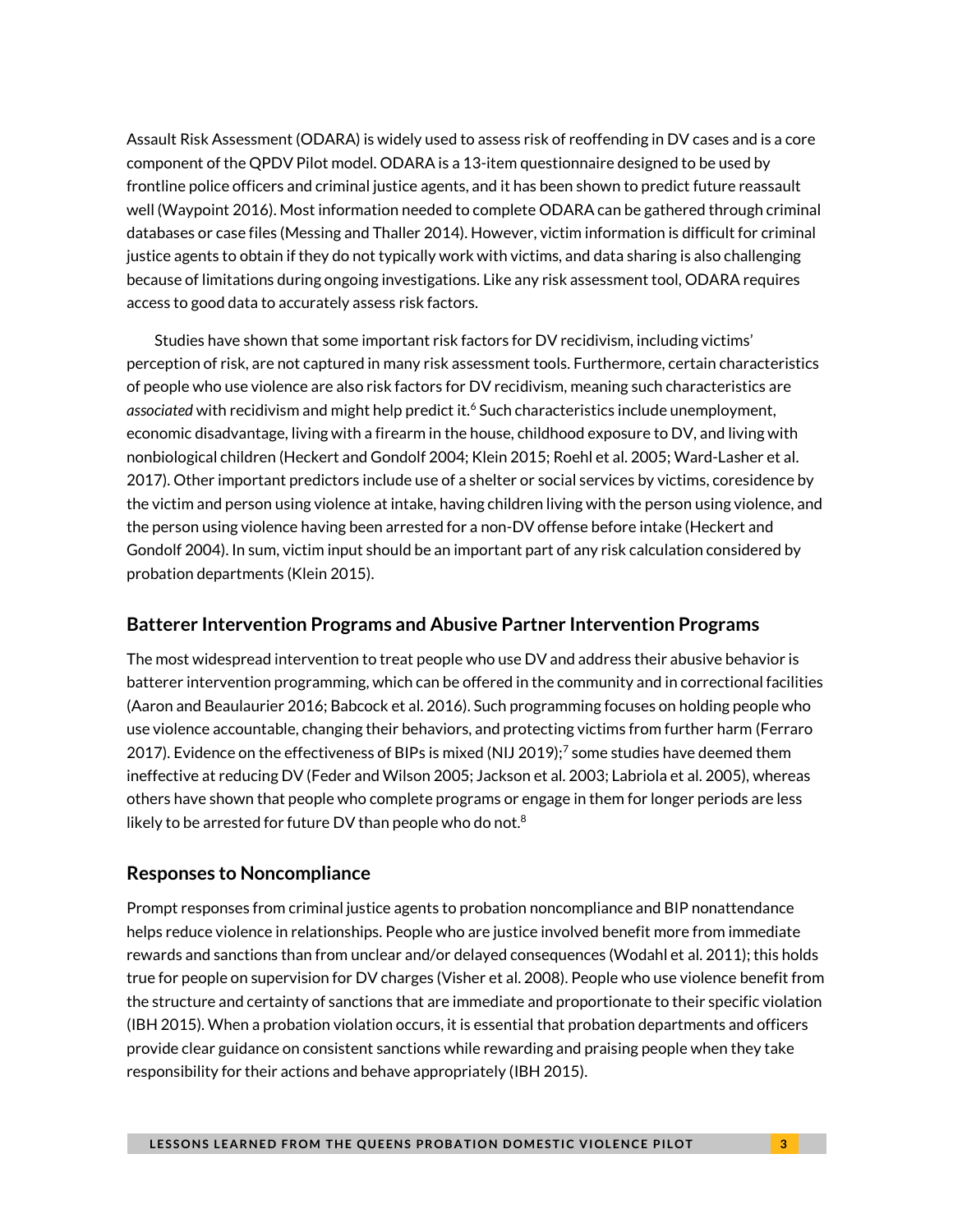Assault Risk Assessment (ODARA) is widely used to assess risk of reoffending in DV cases and is a core component of the QPDV Pilot model. ODARA is a 13-item questionnaire designed to be used by frontline police officers and criminal justice agents, and it has been shown to predict future reassault well (Waypoint 2016). Most information needed to complete ODARA can be gathered through criminal databases or case files (Messing and Thaller 2014). However, victim information is difficult for criminal justice agents to obtain if they do not typically work with victims, and data sharing is also challenging because of limitations during ongoing investigations. Like any risk assessment tool, ODARA requires access to good data to accurately assess risk factors.

Studies have shown that some important risk factors for DV recidivism, including victims' perception of risk, are not captured in many risk assessment tools. Furthermore, certain characteristics of people who use violence are also risk factors for DV recidivism, meaning such characteristics are *associated* with recidivism and might help predict it.[6] Such characteristics include unemployment, economic disadvantage, living with a firearm in the house, childhood exposure to DV, and living with nonbiological children (Heckert and Gondolf 2004; Klein 2015; Roehl et al. 2005; Ward-Lasher et al. 2017). Other important predictors include use of a shelter or social services by victims, coresidence by the victim and person using violence at intake, having children living with the person using violence, and the person using violence having been arrested for a non-DV offense before intake (Heckert and Gondolf 2004). In sum, victim input should be an important part of any risk calculation considered by probation departments (Klein 2015).

## Batterer Intervention Programs and Abusive Partner Intervention Programs

The most widespread intervention to treat people who use DV and address their abusive behavior is batterer intervention programming, which can be offered in the community and in correctional facilities (Aaron and Beaulaurier 2016; Babcock et al. 2016). Such programming focuses on holding people who use violence accountable, changing their behaviors, and protecting victims from further harm (Ferraro 2017). Evidence on the effectiveness of BIPs is mixed (NIJ 2019);[7] some studies have deemed them ineffective at reducing DV (Feder and Wilson 2005; Jackson et al. 2003; Labriola et al. 2005), whereas others have shown that people who complete programs or engage in them for longer periods are less likely to be arrested for future DV than people who do not.[8]

## Responses to Noncompliance

Prompt responses from criminal justice agents to probation noncompliance and BIP nonattendance helps reduce violence in relationships. People who are justice involved benefit more from immediate rewards and sanctions than from unclear and/or delayed consequences (Wodahl et al. 2011); this holds true for people on supervision for DV charges (Visher et al. 2008). People who use violence benefit from the structure and certainty of sanctions that are immediate and proportionate to their specific violation (IBH 2015). When a probation violation occurs, it is essential that probation departments and officers provide clear guidance on consistent sanctions while rewarding and praising people when they take responsibility for their actions and behave appropriately (IBH 2015).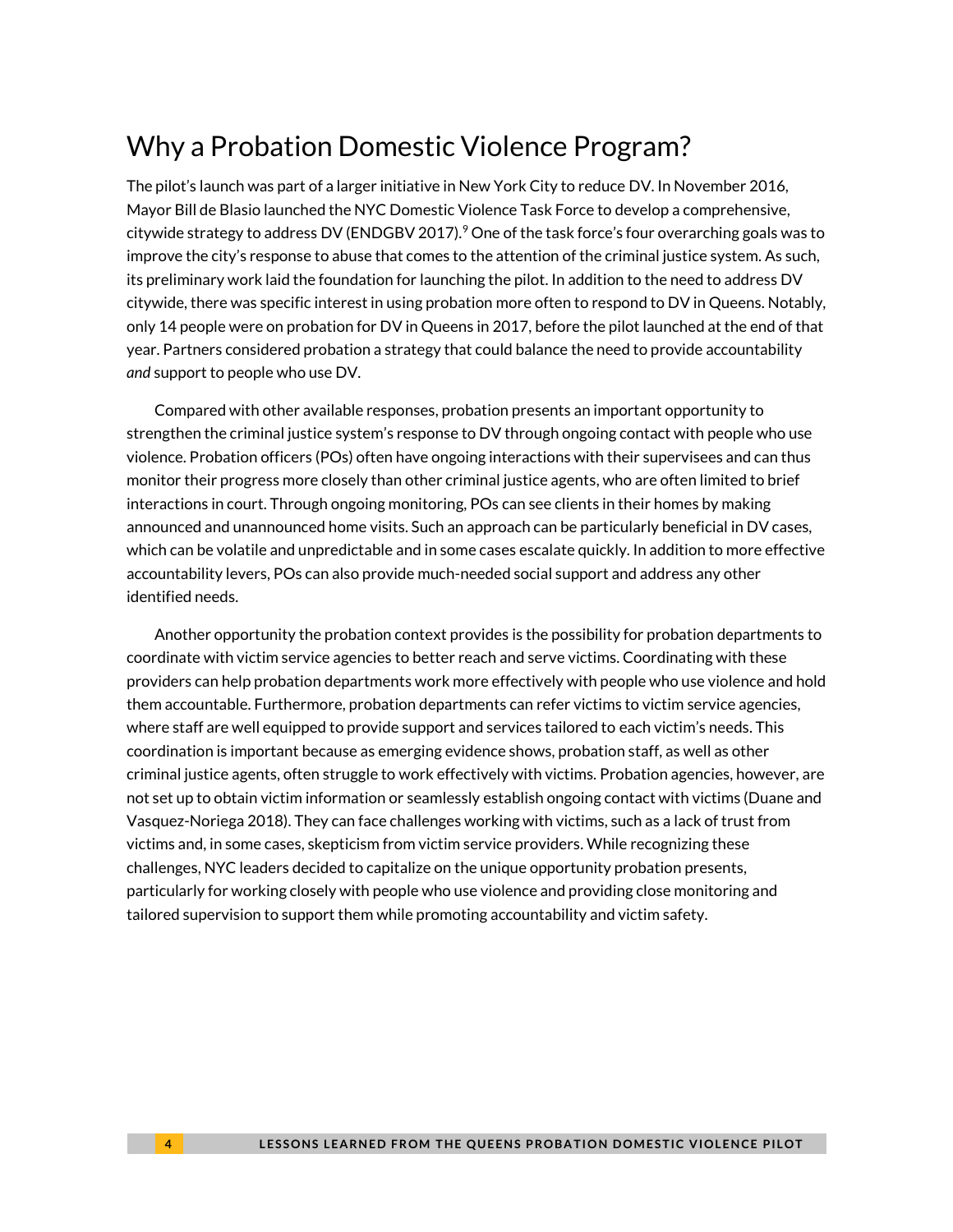# Why a Probation Domestic Violence Program?

The pilot's launch was part of a larger initiative in New York City to reduce DV. In November 2016, Mayor Bill de Blasio launched the NYC Domestic Violence Task Force to develop a comprehensive, citywide strategy to address DV (ENDGBV 2017).[9] One of the task force's four overarching goals was to improve the city's response to abuse that comes to the attention of the criminal justice system. As such, its preliminary work laid the foundation for launching the pilot. In addition to the need to address DV citywide, there was specific interest in using probation more often to respond to DV in Queens. Notably, only 14 people were on probation for DV in Queens in 2017, before the pilot launched at the end of that year. Partners considered probation a strategy that could balance the need to provide accountability *and* support to people who use DV.

Compared with other available responses, probation presents an important opportunity to strengthen the criminal justice system's response to DV through ongoing contact with people who use violence. Probation officers (POs) often have ongoing interactions with their supervisees and can thus monitor their progress more closely than other criminal justice agents, who are often limited to brief interactions in court. Through ongoing monitoring, POs can see clients in their homes by making announced and unannounced home visits. Such an approach can be particularly beneficial in DV cases, which can be volatile and unpredictable and in some cases escalate quickly. In addition to more effective accountability levers, POs can also provide much-needed social support and address any other identified needs.

Another opportunity the probation context provides is the possibility for probation departments to coordinate with victim service agencies to better reach and serve victims. Coordinating with these providers can help probation departments work more effectively with people who use violence and hold them accountable. Furthermore, probation departments can refer victims to victim service agencies, where staff are well equipped to provide support and services tailored to each victim's needs. This coordination is important because as emerging evidence shows, probation staff, as well as other criminal justice agents, often struggle to work effectively with victims. Probation agencies, however, are not set up to obtain victim information or seamlessly establish ongoing contact with victims (Duane and Vasquez-Noriega 2018). They can face challenges working with victims, such as a lack of trust from victims and, in some cases, skepticism from victim service providers. While recognizing these challenges, NYC leaders decided to capitalize on the unique opportunity probation presents, particularly for working closely with people who use violence and providing close monitoring and tailored supervision to support them while promoting accountability and victim safety.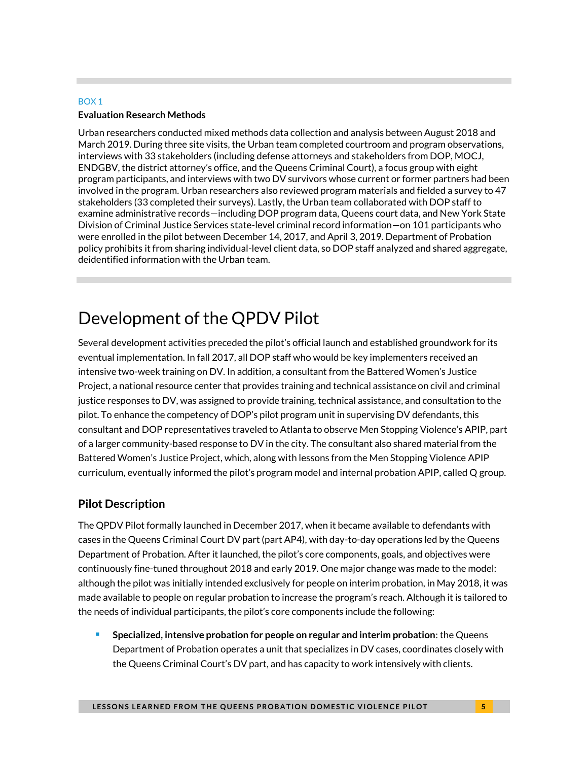BOX 1

**Evaluation Research Methods**

Urban researchers conducted mixed methods data collection and analysis between August 2018 and March 2019. During three site visits, the Urban team completed courtroom and program observations, interviews with 33 stakeholders (including defense attorneys and stakeholders from DOP, MOCJ, ENDGBV, the district attorney's office, and the Queens Criminal Court), a focus group with eight program participants, and interviews with two DV survivors whose current or former partners had been involved in the program. Urban researchers also reviewed program materials and fielded a survey to 47 stakeholders (33 completed their surveys). Lastly, the Urban team collaborated with DOP staff to examine administrative records—including DOP program data, Queens court data, and New York State Division of Criminal Justice Services state-level criminal record information—on 101 participants who were enrolled in the pilot between December 14, 2017, and April 3, 2019. Department of Probation policy prohibits it from sharing individual-level client data, so DOP staff analyzed and shared aggregate, deidentified information with the Urban team.

# Development of the QPDV Pilot

Several development activities preceded the pilot's official launch and established groundwork for its eventual implementation. In fall 2017, all DOP staff who would be key implementers received an intensive two-week training on DV. In addition, a consultant from the Battered Women's Justice Project, a national resource center that provides training and technical assistance on civil and criminal justice responses to DV, was assigned to provide training, technical assistance, and consultation to the pilot. To enhance the competency of DOP's pilot program unit in supervising DV defendants, this consultant and DOP representatives traveled to Atlanta to observe Men Stopping Violence's APIP, part of a larger community-based response to DV in the city. The consultant also shared material from the Battered Women's Justice Project, which, along with lessons from the Men Stopping Violence APIP curriculum, eventually informed the pilot's program model and internal probation APIP, called Q group.

## Pilot Description

The QPDV Pilot formally launched in December 2017, when it became available to defendants with cases in the Queens Criminal Court DV part (part AP4), with day-to-day operations led by the Queens Department of Probation. After it launched, the pilot's core components, goals, and objectives were continuously fine-tuned throughout 2018 and early 2019. One major change was made to the model: although the pilot was initially intended exclusively for people on interim probation, in May 2018, it was made available to people on regular probation to increase the program's reach. Although it is tailored to the needs of individual participants, the pilot's core components include the following:

- **Specialized, intensive probation for people on regular and interim probation**: the Queens Department of Probation operates a unit that specializes in DV cases, coordinates closely with the Queens Criminal Court's DV part, and has capacity to work intensively with clients.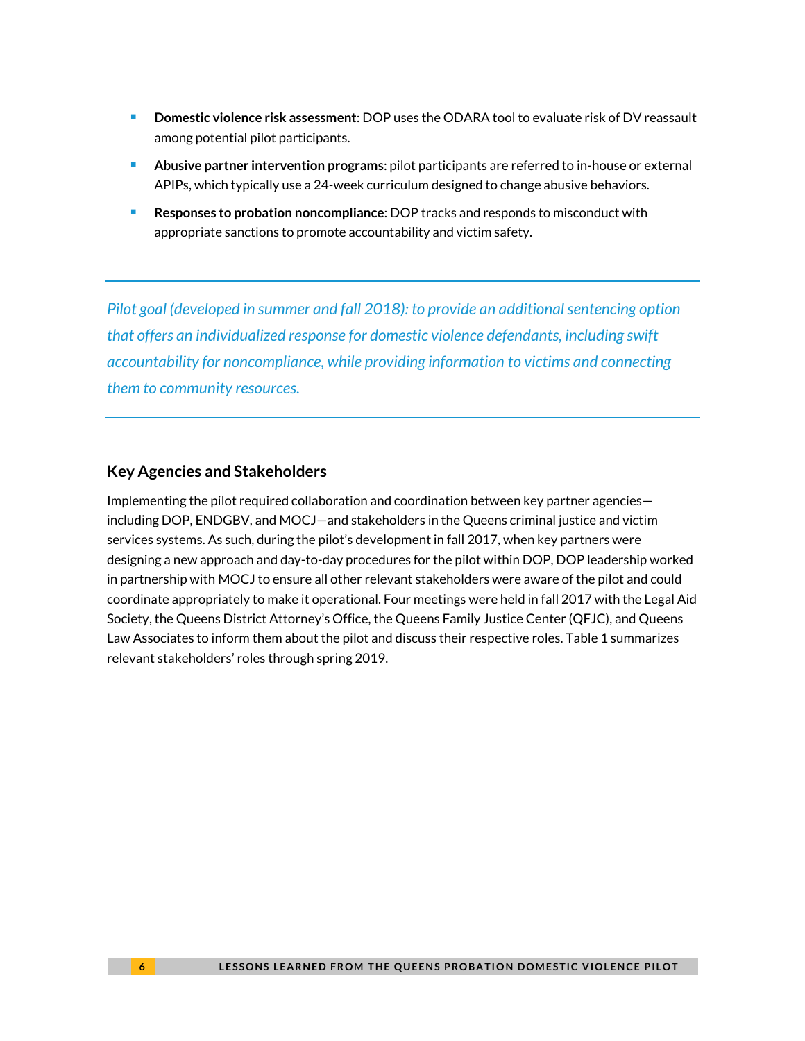- **Domestic violence risk assessment**: DOP uses the ODARA tool to evaluate risk of DV reassault among potential pilot participants.
- **Abusive partner intervention programs**: pilot participants are referred to in-house or external APIPs, which typically use a 24-week curriculum designed to change abusive behaviors.
- **Responses to probation noncompliance**: DOP tracks and responds to misconduct with appropriate sanctions to promote accountability and victim safety.

---

*Pilot goal (developed in summer and fall 2018): to provide an additional sentencing option that offers an individualized response for domestic violence defendants, including swift accountability for noncompliance, while providing information to victims and connecting them to community resources.*

---

### Key Agencies and Stakeholders

Implementing the pilot required collaboration and coordination between key partner agencies—including DOP, ENDGBV, and MOCJ—and stakeholders in the Queens criminal justice and victim services systems. As such, during the pilot's development in fall 2017, when key partners were designing a new approach and day-to-day procedures for the pilot within DOP, DOP leadership worked in partnership with MOCJ to ensure all other relevant stakeholders were aware of the pilot and could coordinate appropriately to make it operational. Four meetings were held in fall 2017 with the Legal Aid Society, the Queens District Attorney's Office, the Queens Family Justice Center (QFJC), and Queens Law Associates to inform them about the pilot and discuss their respective roles. Table 1 summarizes relevant stakeholders' roles through spring 2019.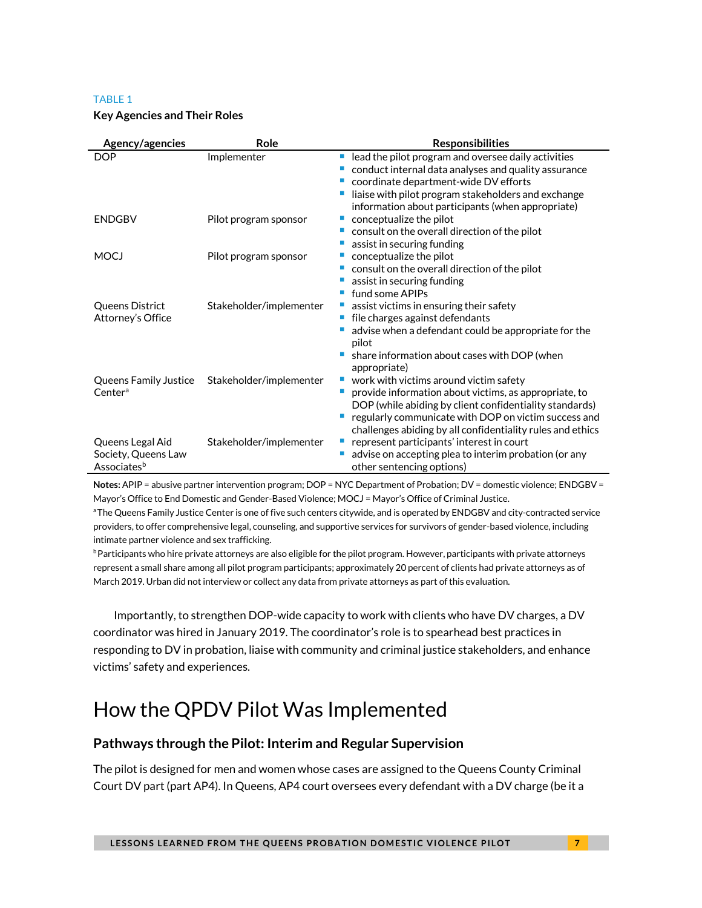TABLE 1

**Key Agencies and Their Roles**

| Agency/agencies | Role | Responsibilities |
|---|---|---|
| DOP | Implementer | ▪ lead the pilot program and oversee daily activities<br>▪ conduct internal data analyses and quality assurance<br>▪ coordinate department-wide DV efforts<br>▪ liaise with pilot program stakeholders and exchange information about participants (when appropriate) |
| ENDGBV | Pilot program sponsor | ▪ conceptualize the pilot<br>▪ consult on the overall direction of the pilot<br>▪ assist in securing funding |
| MOCJ | Pilot program sponsor | ▪ conceptualize the pilot<br>▪ consult on the overall direction of the pilot<br>▪ assist in securing funding<br>▪ fund some APIPs |
| Queens District Attorney's Office | Stakeholder/implementer | ▪ assist victims in ensuring their safety<br>▪ file charges against defendants<br>▪ advise when a defendant could be appropriate for the pilot<br>▪ share information about cases with DOP (when appropriate) |
| Queens Family Justice Center[a] | Stakeholder/implementer | ▪ work with victims around victim safety<br>▪ provide information about victims, as appropriate, to DOP (while abiding by client confidentiality standards)<br>▪ regularly communicate with DOP on victim success and challenges abiding by all confidentiality rules and ethics |
| Queens Legal Aid Society, Queens Law Associates[b] | Stakeholder/implementer | ▪ represent participants' interest in court<br>▪ advise on accepting plea to interim probation (or any other sentencing options) |

**Notes:** APIP = abusive partner intervention program; DOP = NYC Department of Probation; DV = domestic violence; ENDGBV = Mayor's Office to End Domestic and Gender-Based Violence; MOCJ = Mayor's Office of Criminal Justice.

[a] The Queens Family Justice Center is one of five such centers citywide, and is operated by ENDGBV and city-contracted service providers, to offer comprehensive legal, counseling, and supportive services for survivors of gender-based violence, including intimate partner violence and sex trafficking.

[b] Participants who hire private attorneys are also eligible for the pilot program. However, participants with private attorneys represent a small share among all pilot program participants; approximately 20 percent of clients had private attorneys as of March 2019. Urban did not interview or collect any data from private attorneys as part of this evaluation.

Importantly, to strengthen DOP-wide capacity to work with clients who have DV charges, a DV coordinator was hired in January 2019. The coordinator's role is to spearhead best practices in responding to DV in probation, liaise with community and criminal justice stakeholders, and enhance victims' safety and experiences.

# How the QPDV Pilot Was Implemented

## Pathways through the Pilot: Interim and Regular Supervision

The pilot is designed for men and women whose cases are assigned to the Queens County Criminal Court DV part (part AP4). In Queens, AP4 court oversees every defendant with a DV charge (be it a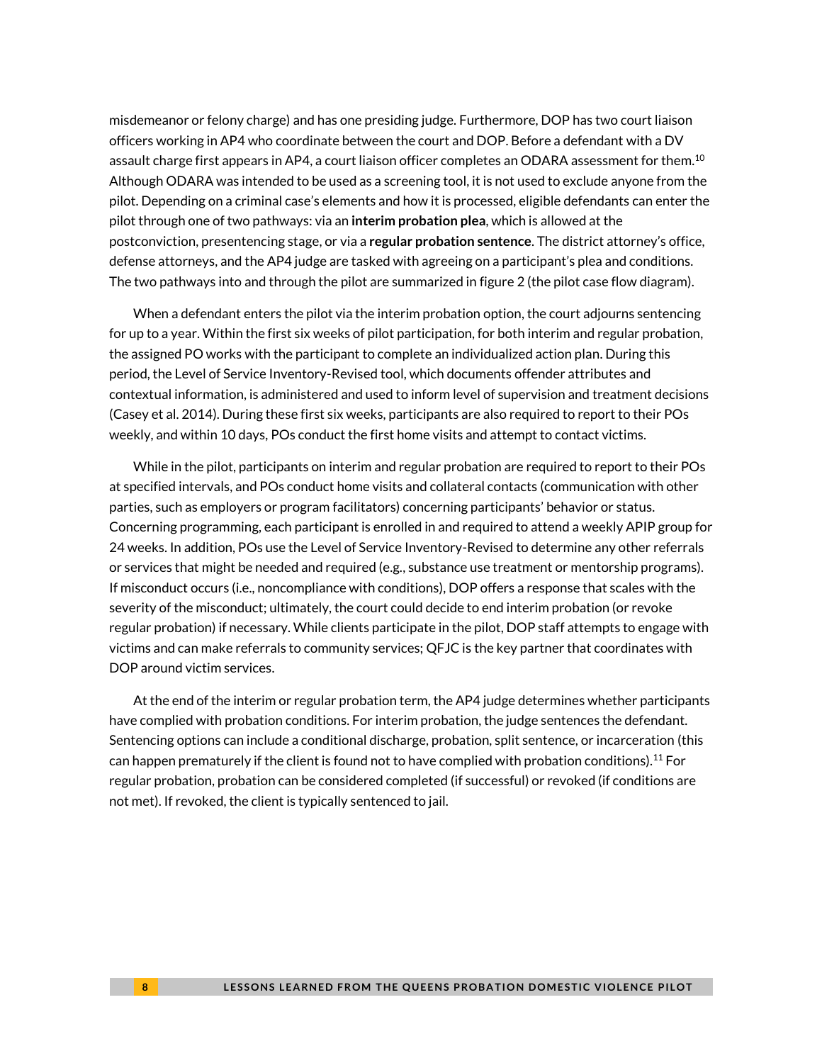misdemeanor or felony charge) and has one presiding judge. Furthermore, DOP has two court liaison officers working in AP4 who coordinate between the court and DOP. Before a defendant with a DV assault charge first appears in AP4, a court liaison officer completes an ODARA assessment for them.[10] Although ODARA was intended to be used as a screening tool, it is not used to exclude anyone from the pilot. Depending on a criminal case's elements and how it is processed, eligible defendants can enter the pilot through one of two pathways: via an **interim probation plea**, which is allowed at the postconviction, presentencing stage, or via a **regular probation sentence**. The district attorney's office, defense attorneys, and the AP4 judge are tasked with agreeing on a participant's plea and conditions. The two pathways into and through the pilot are summarized in figure 2 (the pilot case flow diagram).

When a defendant enters the pilot via the interim probation option, the court adjourns sentencing for up to a year. Within the first six weeks of pilot participation, for both interim and regular probation, the assigned PO works with the participant to complete an individualized action plan. During this period, the Level of Service Inventory-Revised tool, which documents offender attributes and contextual information, is administered and used to inform level of supervision and treatment decisions (Casey et al. 2014). During these first six weeks, participants are also required to report to their POs weekly, and within 10 days, POs conduct the first home visits and attempt to contact victims.

While in the pilot, participants on interim and regular probation are required to report to their POs at specified intervals, and POs conduct home visits and collateral contacts (communication with other parties, such as employers or program facilitators) concerning participants' behavior or status. Concerning programming, each participant is enrolled in and required to attend a weekly APIP group for 24 weeks. In addition, POs use the Level of Service Inventory-Revised to determine any other referrals or services that might be needed and required (e.g., substance use treatment or mentorship programs). If misconduct occurs (i.e., noncompliance with conditions), DOP offers a response that scales with the severity of the misconduct; ultimately, the court could decide to end interim probation (or revoke regular probation) if necessary. While clients participate in the pilot, DOP staff attempts to engage with victims and can make referrals to community services; QFJC is the key partner that coordinates with DOP around victim services.

At the end of the interim or regular probation term, the AP4 judge determines whether participants have complied with probation conditions. For interim probation, the judge sentences the defendant. Sentencing options can include a conditional discharge, probation, split sentence, or incarceration (this can happen prematurely if the client is found not to have complied with probation conditions).[11] For regular probation, probation can be considered completed (if successful) or revoked (if conditions are not met). If revoked, the client is typically sentenced to jail.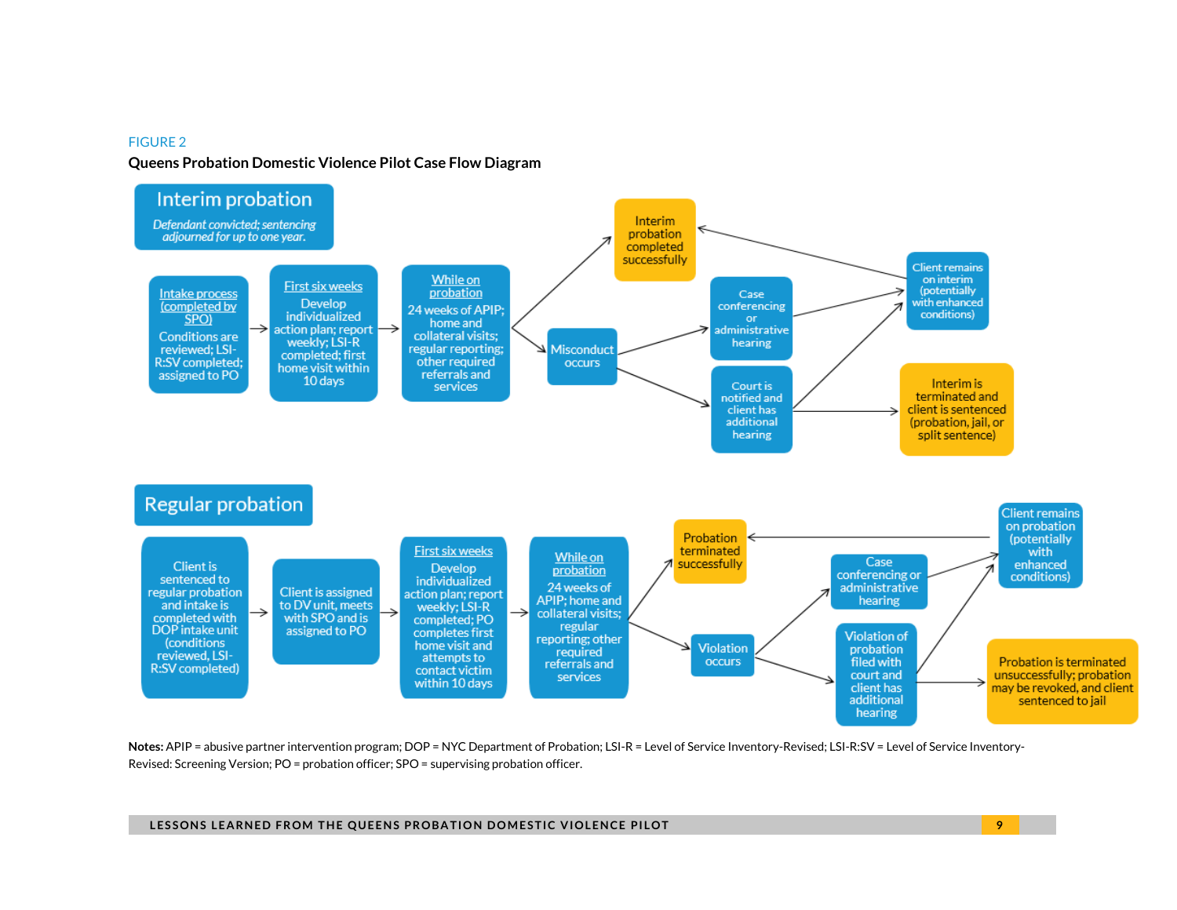FIGURE 2

**Queens Probation Domestic Violence Pilot Case Flow Diagram**

## Interim probation

*Defendant convicted; sentencing adjourned for up to one year.*

- Intake process (completed by SPO): Conditions are reviewed; LSI-R:SV completed; assigned to PO
- → First six weeks: Develop individualized action plan; report weekly; LSI-R completed; first home visit within 10 days
- → While on probation: 24 weeks of APIP; home and collateral visits; regular reporting; other required referrals and services
- → Interim probation completed successfully
- → Misconduct occurs
  - → Case conferencing or administrative hearing → Client remains on interim (potentially with enhanced conditions) → Interim probation completed successfully
  - → Court is notified and client has additional hearing
    - → Client remains on interim (potentially with enhanced conditions)
    - → Interim is terminated and client is sentenced (probation, jail, or split sentence)

## Regular probation

- Client is sentenced to regular probation and intake is completed with DOP intake unit (conditions reviewed, LSI-R:SV completed)
- → Client is assigned to DV unit, meets with SPO and is assigned to PO
- → First six weeks: Develop individualized action plan; report weekly; LSI-R completed; PO completes first home visit and attempts to contact victim within 10 days
- → While on probation: 24 weeks of APIP; home and collateral visits; regular reporting; other required referrals and services
- → Probation terminated successfully
- → Violation occurs
  - → Case conferencing or administrative hearing → Client remains on probation (potentially with enhanced conditions) → Probation terminated successfully
  - → Violation of probation filed with court and client has additional hearing
    - → Client remains on probation (potentially with enhanced conditions)
    - → Probation is terminated unsuccessfully; probation may be revoked, and client sentenced to jail

**Notes:** APIP = abusive partner intervention program; DOP = NYC Department of Probation; LSI-R = Level of Service Inventory-Revised; LSI-R:SV = Level of Service Inventory-Revised: Screening Version; PO = probation officer; SPO = supervising probation officer.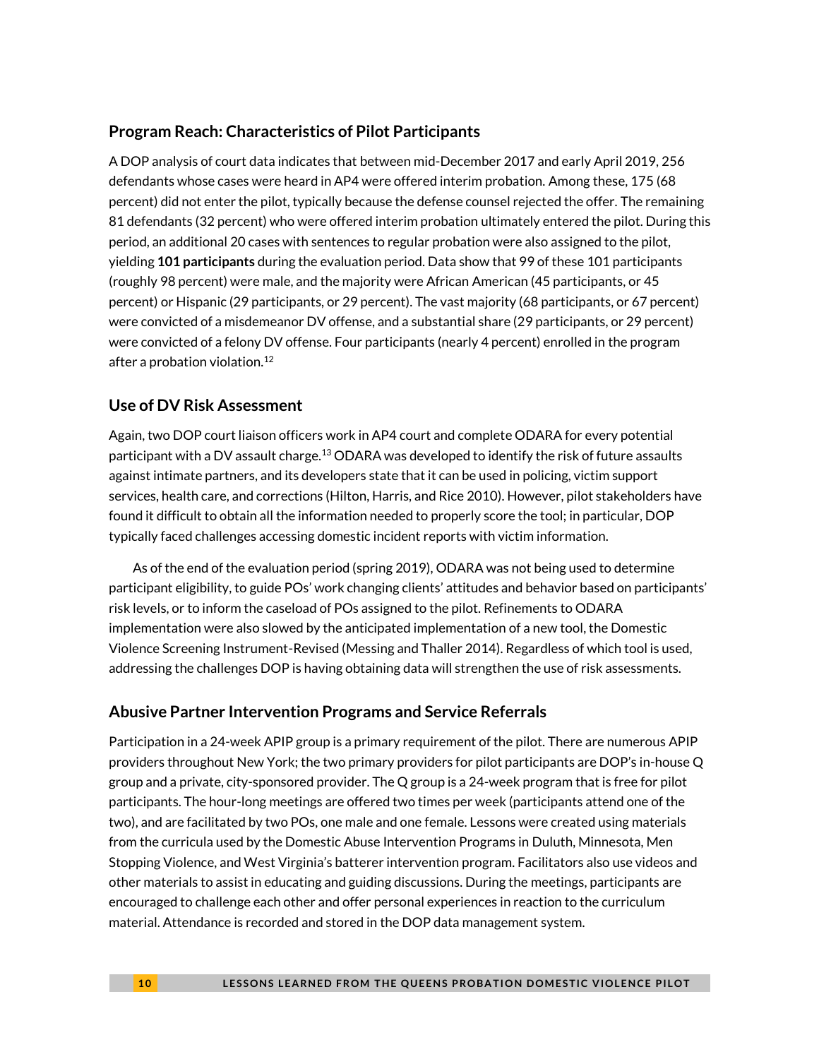## Program Reach: Characteristics of Pilot Participants

A DOP analysis of court data indicates that between mid-December 2017 and early April 2019, 256 defendants whose cases were heard in AP4 were offered interim probation. Among these, 175 (68 percent) did not enter the pilot, typically because the defense counsel rejected the offer. The remaining 81 defendants (32 percent) who were offered interim probation ultimately entered the pilot. During this period, an additional 20 cases with sentences to regular probation were also assigned to the pilot, yielding **101 participants** during the evaluation period. Data show that 99 of these 101 participants (roughly 98 percent) were male, and the majority were African American (45 participants, or 45 percent) or Hispanic (29 participants, or 29 percent). The vast majority (68 participants, or 67 percent) were convicted of a misdemeanor DV offense, and a substantial share (29 participants, or 29 percent) were convicted of a felony DV offense. Four participants (nearly 4 percent) enrolled in the program after a probation violation.[12]

## Use of DV Risk Assessment

Again, two DOP court liaison officers work in AP4 court and complete ODARA for every potential participant with a DV assault charge.[13] ODARA was developed to identify the risk of future assaults against intimate partners, and its developers state that it can be used in policing, victim support services, health care, and corrections (Hilton, Harris, and Rice 2010). However, pilot stakeholders have found it difficult to obtain all the information needed to properly score the tool; in particular, DOP typically faced challenges accessing domestic incident reports with victim information.

As of the end of the evaluation period (spring 2019), ODARA was not being used to determine participant eligibility, to guide POs' work changing clients' attitudes and behavior based on participants' risk levels, or to inform the caseload of POs assigned to the pilot. Refinements to ODARA implementation were also slowed by the anticipated implementation of a new tool, the Domestic Violence Screening Instrument-Revised (Messing and Thaller 2014). Regardless of which tool is used, addressing the challenges DOP is having obtaining data will strengthen the use of risk assessments.

## Abusive Partner Intervention Programs and Service Referrals

Participation in a 24-week APIP group is a primary requirement of the pilot. There are numerous APIP providers throughout New York; the two primary providers for pilot participants are DOP's in-house Q group and a private, city-sponsored provider. The Q group is a 24-week program that is free for pilot participants. The hour-long meetings are offered two times per week (participants attend one of the two), and are facilitated by two POs, one male and one female. Lessons were created using materials from the curricula used by the Domestic Abuse Intervention Programs in Duluth, Minnesota, Men Stopping Violence, and West Virginia's batterer intervention program. Facilitators also use videos and other materials to assist in educating and guiding discussions. During the meetings, participants are encouraged to challenge each other and offer personal experiences in reaction to the curriculum material. Attendance is recorded and stored in the DOP data management system.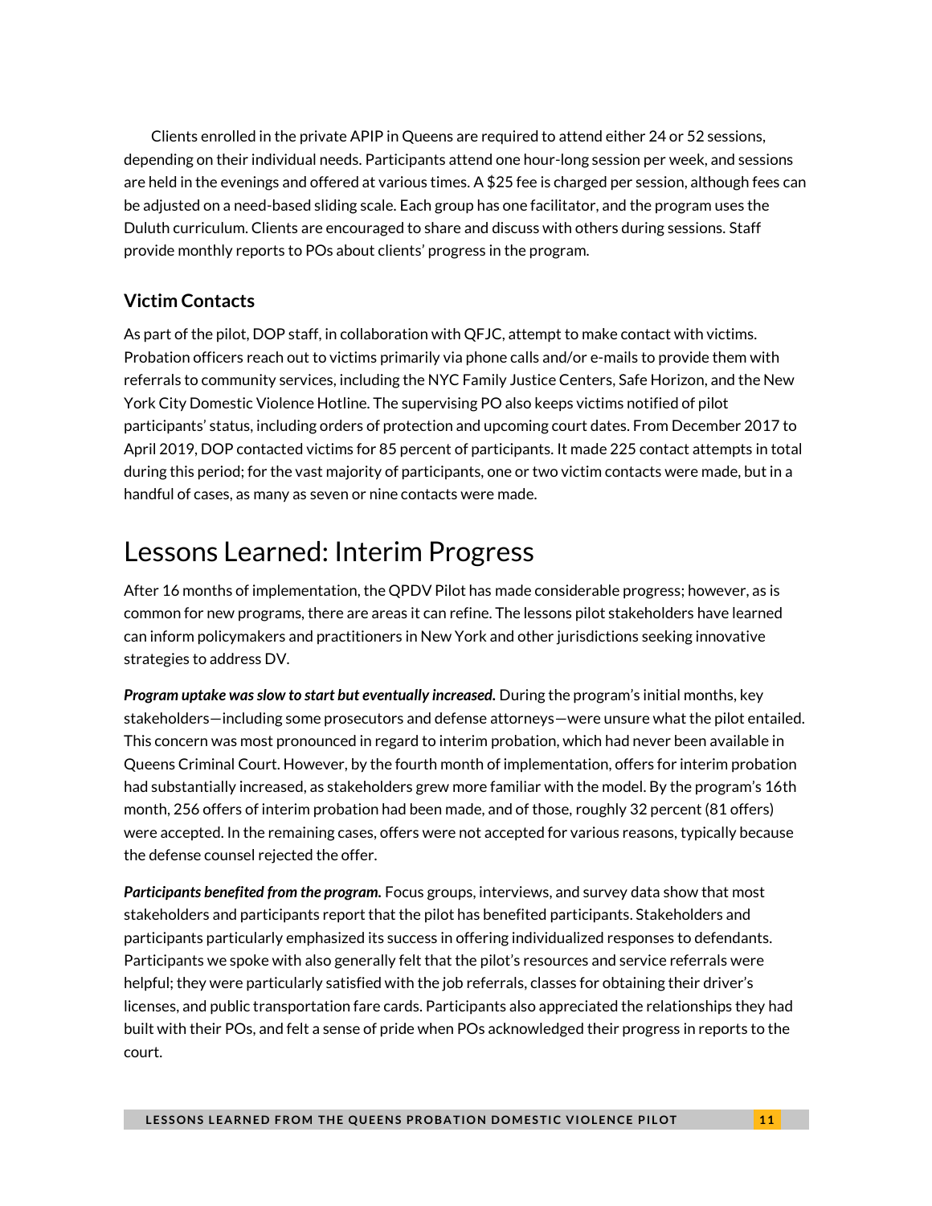Clients enrolled in the private APIP in Queens are required to attend either 24 or 52 sessions, depending on their individual needs. Participants attend one hour-long session per week, and sessions are held in the evenings and offered at various times. A $25 fee is charged per session, although fees can be adjusted on a need-based sliding scale. Each group has one facilitator, and the program uses the Duluth curriculum. Clients are encouraged to share and discuss with others during sessions. Staff provide monthly reports to POs about clients' progress in the program.

### Victim Contacts

As part of the pilot, DOP staff, in collaboration with QFJC, attempt to make contact with victims. Probation officers reach out to victims primarily via phone calls and/or e-mails to provide them with referrals to community services, including the NYC Family Justice Centers, Safe Horizon, and the New York City Domestic Violence Hotline. The supervising PO also keeps victims notified of pilot participants' status, including orders of protection and upcoming court dates. From December 2017 to April 2019, DOP contacted victims for 85 percent of participants. It made 225 contact attempts in total during this period; for the vast majority of participants, one or two victim contacts were made, but in a handful of cases, as many as seven or nine contacts were made.

## Lessons Learned: Interim Progress

After 16 months of implementation, the QPDV Pilot has made considerable progress; however, as is common for new programs, there are areas it can refine. The lessons pilot stakeholders have learned can inform policymakers and practitioners in New York and other jurisdictions seeking innovative strategies to address DV.

***Program uptake was slow to start but eventually increased.*** During the program's initial months, key stakeholders—including some prosecutors and defense attorneys—were unsure what the pilot entailed. This concern was most pronounced in regard to interim probation, which had never been available in Queens Criminal Court. However, by the fourth month of implementation, offers for interim probation had substantially increased, as stakeholders grew more familiar with the model. By the program's 16th month, 256 offers of interim probation had been made, and of those, roughly 32 percent (81 offers) were accepted. In the remaining cases, offers were not accepted for various reasons, typically because the defense counsel rejected the offer.

***Participants benefited from the program.*** Focus groups, interviews, and survey data show that most stakeholders and participants report that the pilot has benefited participants. Stakeholders and participants particularly emphasized its success in offering individualized responses to defendants. Participants we spoke with also generally felt that the pilot's resources and service referrals were helpful; they were particularly satisfied with the job referrals, classes for obtaining their driver's licenses, and public transportation fare cards. Participants also appreciated the relationships they had built with their POs, and felt a sense of pride when POs acknowledged their progress in reports to the court.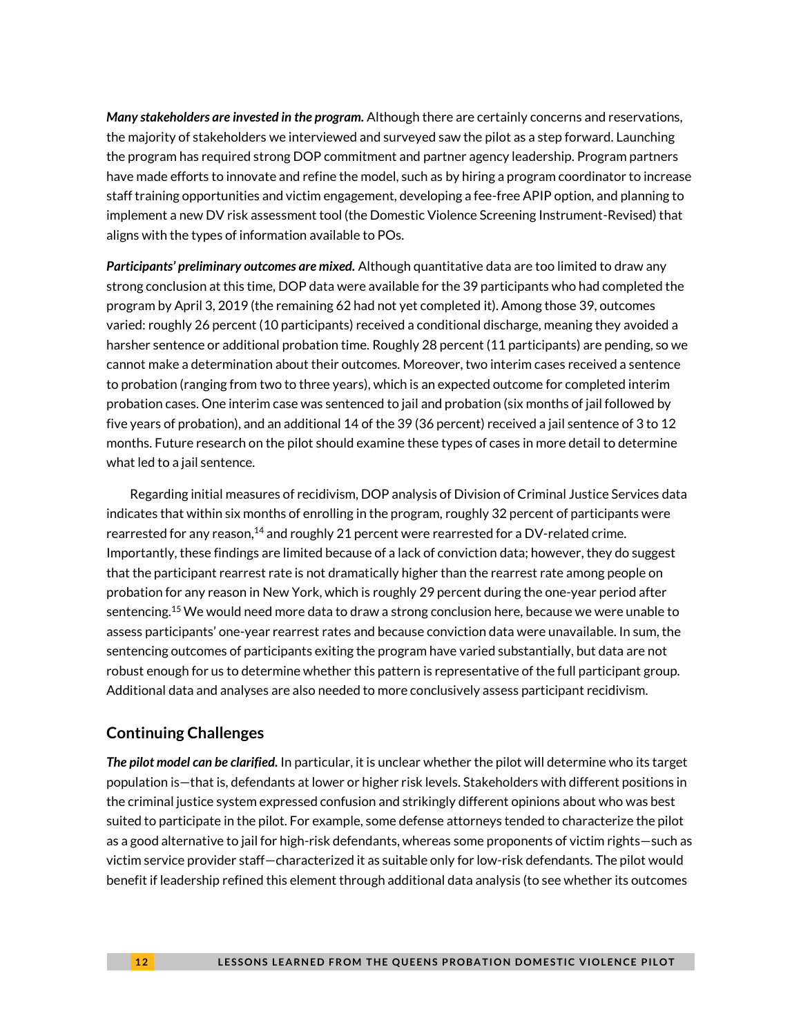***Many stakeholders are invested in the program.*** Although there are certainly concerns and reservations, the majority of stakeholders we interviewed and surveyed saw the pilot as a step forward. Launching the program has required strong DOP commitment and partner agency leadership. Program partners have made efforts to innovate and refine the model, such as by hiring a program coordinator to increase staff training opportunities and victim engagement, developing a fee-free APIP option, and planning to implement a new DV risk assessment tool (the Domestic Violence Screening Instrument-Revised) that aligns with the types of information available to POs.

***Participants' preliminary outcomes are mixed.*** Although quantitative data are too limited to draw any strong conclusion at this time, DOP data were available for the 39 participants who had completed the program by April 3, 2019 (the remaining 62 had not yet completed it). Among those 39, outcomes varied: roughly 26 percent (10 participants) received a conditional discharge, meaning they avoided a harsher sentence or additional probation time. Roughly 28 percent (11 participants) are pending, so we cannot make a determination about their outcomes. Moreover, two interim cases received a sentence to probation (ranging from two to three years), which is an expected outcome for completed interim probation cases. One interim case was sentenced to jail and probation (six months of jail followed by five years of probation), and an additional 14 of the 39 (36 percent) received a jail sentence of 3 to 12 months. Future research on the pilot should examine these types of cases in more detail to determine what led to a jail sentence.

Regarding initial measures of recidivism, DOP analysis of Division of Criminal Justice Services data indicates that within six months of enrolling in the program, roughly 32 percent of participants were rearrested for any reason,[14] and roughly 21 percent were rearrested for a DV-related crime. Importantly, these findings are limited because of a lack of conviction data; however, they do suggest that the participant rearrest rate is not dramatically higher than the rearrest rate among people on probation for any reason in New York, which is roughly 29 percent during the one-year period after sentencing.[15] We would need more data to draw a strong conclusion here, because we were unable to assess participants' one-year rearrest rates and because conviction data were unavailable. In sum, the sentencing outcomes of participants exiting the program have varied substantially, but data are not robust enough for us to determine whether this pattern is representative of the full participant group. Additional data and analyses are also needed to more conclusively assess participant recidivism.

## Continuing Challenges

***The pilot model can be clarified.*** In particular, it is unclear whether the pilot will determine who its target population is—that is, defendants at lower or higher risk levels. Stakeholders with different positions in the criminal justice system expressed confusion and strikingly different opinions about who was best suited to participate in the pilot. For example, some defense attorneys tended to characterize the pilot as a good alternative to jail for high-risk defendants, whereas some proponents of victim rights—such as victim service provider staff—characterized it as suitable only for low-risk defendants. The pilot would benefit if leadership refined this element through additional data analysis (to see whether its outcomes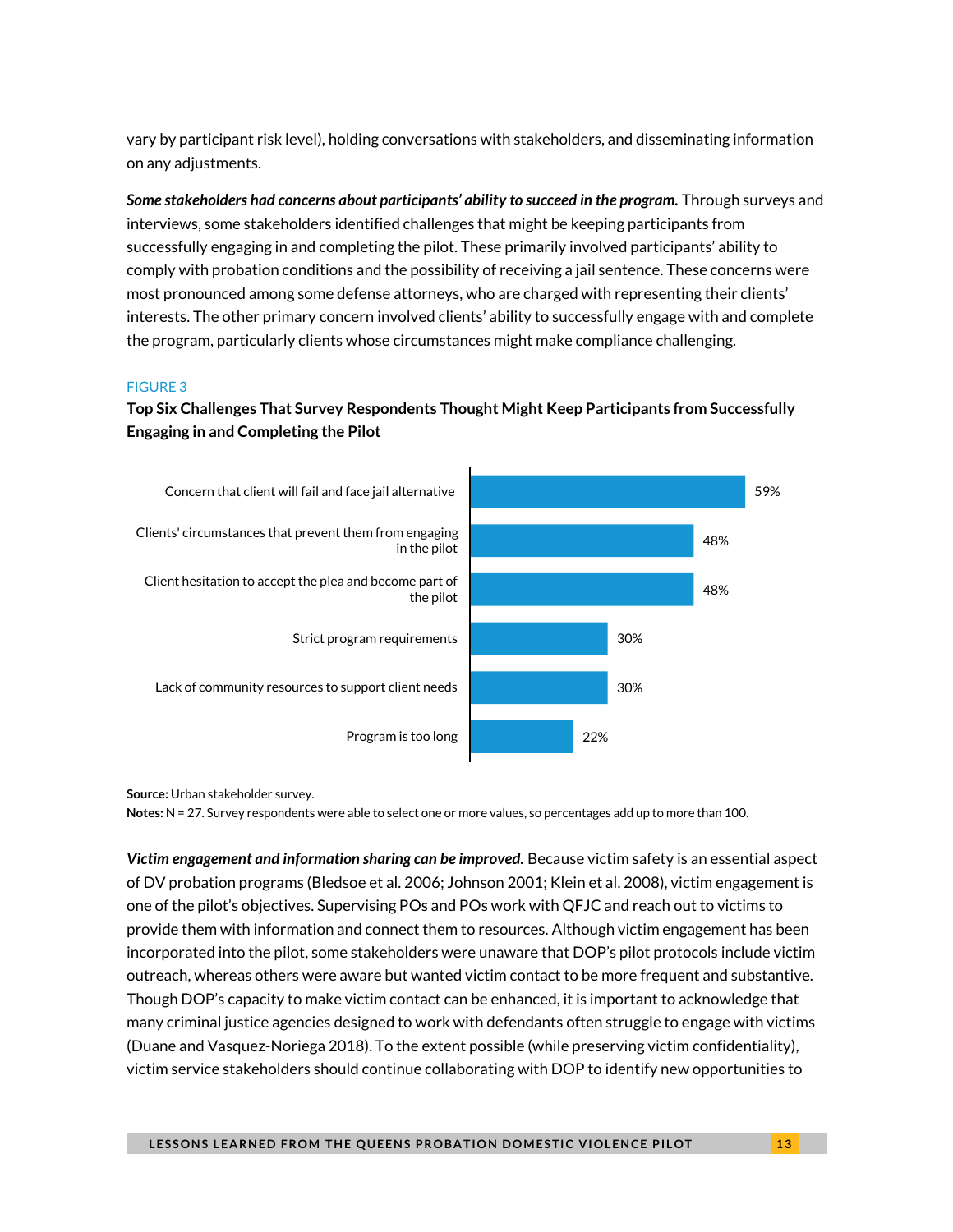vary by participant risk level), holding conversations with stakeholders, and disseminating information on any adjustments.

***Some stakeholders had concerns about participants' ability to succeed in the program.*** Through surveys and interviews, some stakeholders identified challenges that might be keeping participants from successfully engaging in and completing the pilot. These primarily involved participants' ability to comply with probation conditions and the possibility of receiving a jail sentence. These concerns were most pronounced among some defense attorneys, who are charged with representing their clients' interests. The other primary concern involved clients' ability to successfully engage with and complete the program, particularly clients whose circumstances might make compliance challenging.

FIGURE 3

**Top Six Challenges That Survey Respondents Thought Might Keep Participants from Successfully Engaging in and Completing the Pilot**

| Challenge | Percent |
| --- | --- |
| Concern that client will fail and face jail alternative | 59% |
| Clients' circumstances that prevent them from engaging in the pilot | 48% |
| Client hesitation to accept the plea and become part of the pilot | 48% |
| Strict program requirements | 30% |
| Lack of community resources to support client needs | 30% |
| Program is too long | 22% |

**Source:** Urban stakeholder survey.
**Notes:** N = 27. Survey respondents were able to select one or more values, so percentages add up to more than 100.

***Victim engagement and information sharing can be improved.*** Because victim safety is an essential aspect of DV probation programs (Bledsoe et al. 2006; Johnson 2001; Klein et al. 2008), victim engagement is one of the pilot's objectives. Supervising POs and POs work with QFJC and reach out to victims to provide them with information and connect them to resources. Although victim engagement has been incorporated into the pilot, some stakeholders were unaware that DOP's pilot protocols include victim outreach, whereas others were aware but wanted victim contact to be more frequent and substantive. Though DOP's capacity to make victim contact can be enhanced, it is important to acknowledge that many criminal justice agencies designed to work with defendants often struggle to engage with victims (Duane and Vasquez-Noriega 2018). To the extent possible (while preserving victim confidentiality), victim service stakeholders should continue collaborating with DOP to identify new opportunities to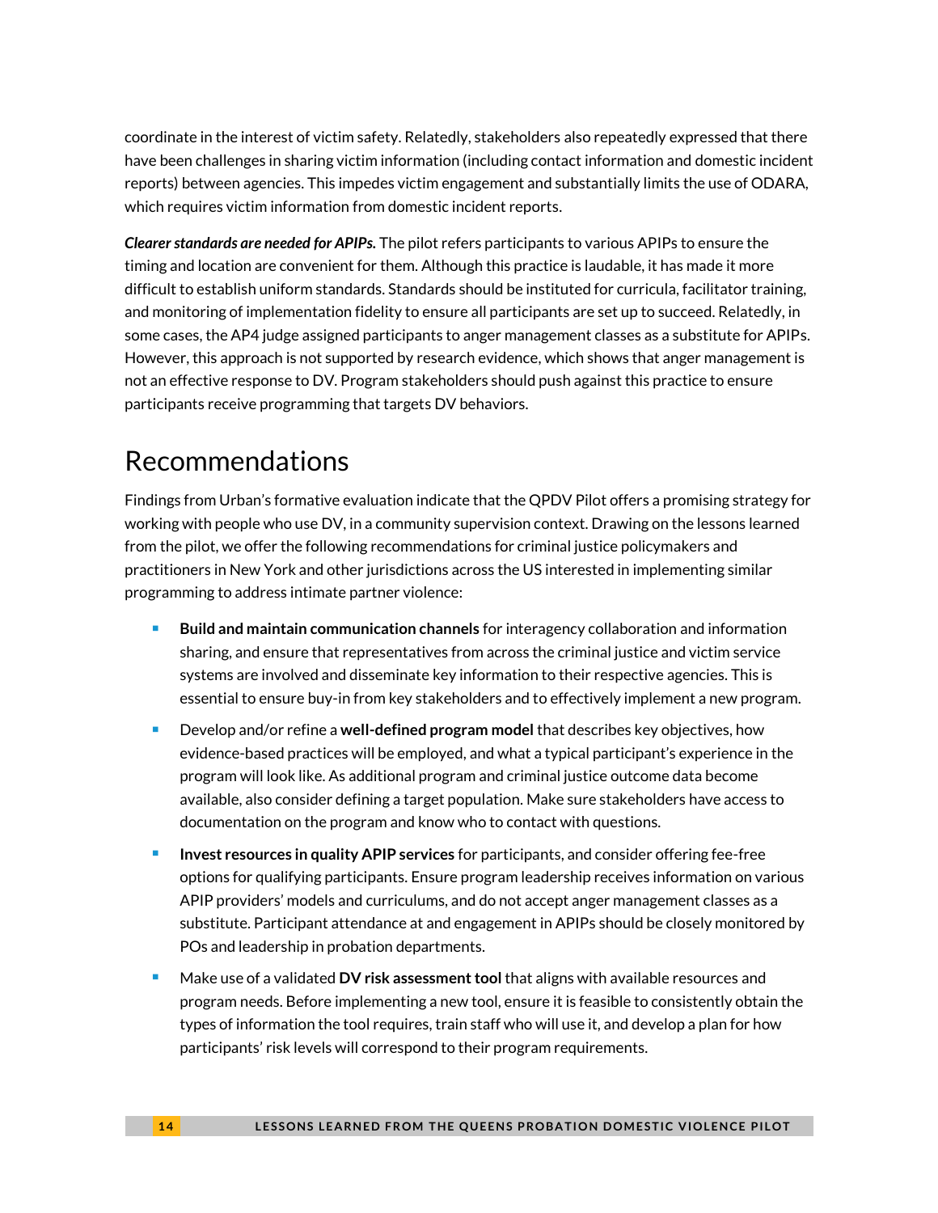coordinate in the interest of victim safety. Relatedly, stakeholders also repeatedly expressed that there have been challenges in sharing victim information (including contact information and domestic incident reports) between agencies. This impedes victim engagement and substantially limits the use of ODARA, which requires victim information from domestic incident reports.

***Clearer standards are needed for APIPs.*** The pilot refers participants to various APIPs to ensure the timing and location are convenient for them. Although this practice is laudable, it has made it more difficult to establish uniform standards. Standards should be instituted for curricula, facilitator training, and monitoring of implementation fidelity to ensure all participants are set up to succeed. Relatedly, in some cases, the AP4 judge assigned participants to anger management classes as a substitute for APIPs. However, this approach is not supported by research evidence, which shows that anger management is not an effective response to DV. Program stakeholders should push against this practice to ensure participants receive programming that targets DV behaviors.

## Recommendations

Findings from Urban's formative evaluation indicate that the QPDV Pilot offers a promising strategy for working with people who use DV, in a community supervision context. Drawing on the lessons learned from the pilot, we offer the following recommendations for criminal justice policymakers and practitioners in New York and other jurisdictions across the US interested in implementing similar programming to address intimate partner violence:

- **Build and maintain communication channels** for interagency collaboration and information sharing, and ensure that representatives from across the criminal justice and victim service systems are involved and disseminate key information to their respective agencies. This is essential to ensure buy-in from key stakeholders and to effectively implement a new program.
- Develop and/or refine a **well-defined program model** that describes key objectives, how evidence-based practices will be employed, and what a typical participant's experience in the program will look like. As additional program and criminal justice outcome data become available, also consider defining a target population. Make sure stakeholders have access to documentation on the program and know who to contact with questions.
- **Invest resources in quality APIP services** for participants, and consider offering fee-free options for qualifying participants. Ensure program leadership receives information on various APIP providers' models and curriculums, and do not accept anger management classes as a substitute. Participant attendance at and engagement in APIPs should be closely monitored by POs and leadership in probation departments.
- Make use of a validated **DV risk assessment tool** that aligns with available resources and program needs. Before implementing a new tool, ensure it is feasible to consistently obtain the types of information the tool requires, train staff who will use it, and develop a plan for how participants' risk levels will correspond to their program requirements.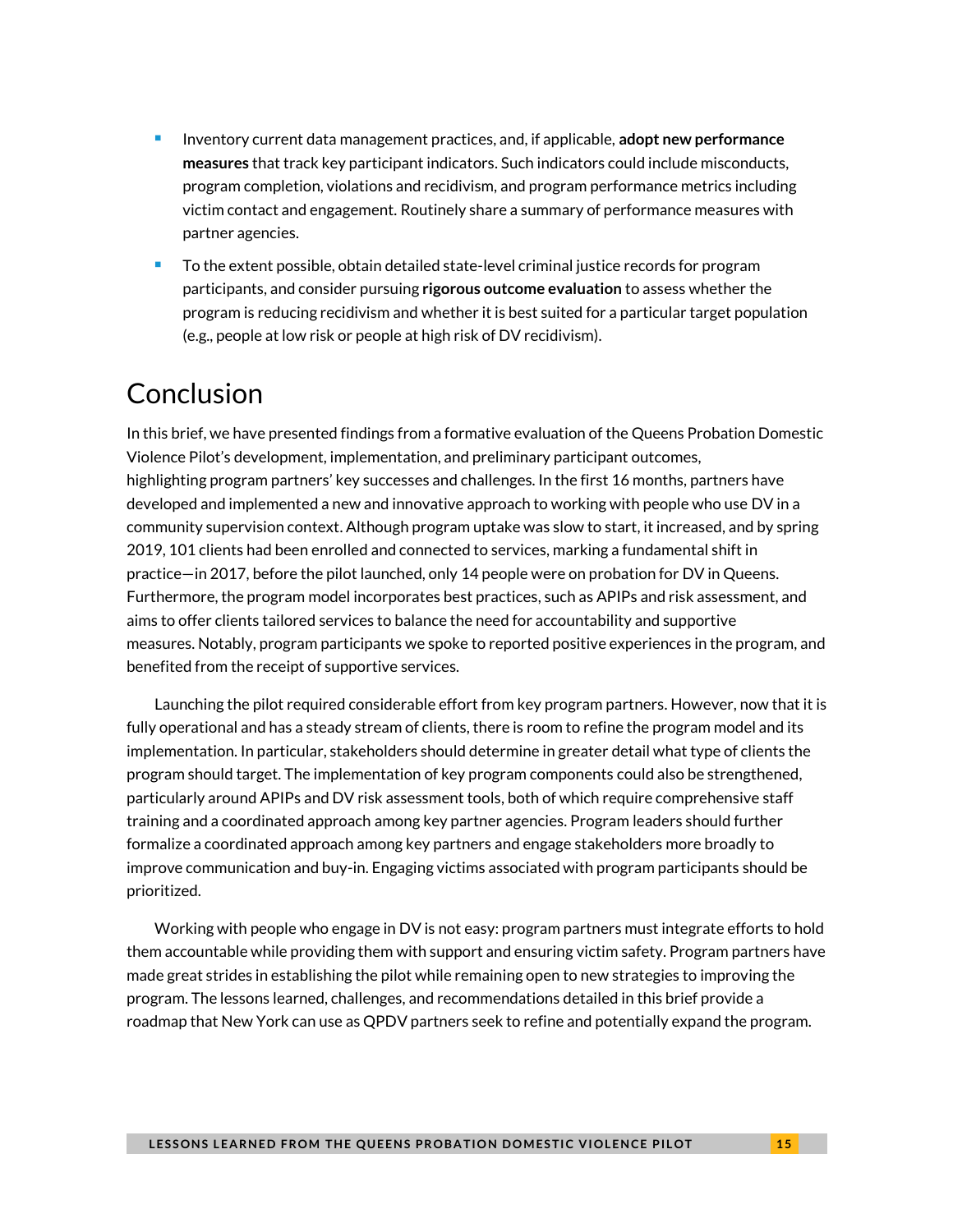- Inventory current data management practices, and, if applicable, **adopt new performance measures** that track key participant indicators. Such indicators could include misconducts, program completion, violations and recidivism, and program performance metrics including victim contact and engagement. Routinely share a summary of performance measures with partner agencies.
- To the extent possible, obtain detailed state-level criminal justice records for program participants, and consider pursuing **rigorous outcome evaluation** to assess whether the program is reducing recidivism and whether it is best suited for a particular target population (e.g., people at low risk or people at high risk of DV recidivism).

# Conclusion

In this brief, we have presented findings from a formative evaluation of the Queens Probation Domestic Violence Pilot's development, implementation, and preliminary participant outcomes, highlighting program partners' key successes and challenges. In the first 16 months, partners have developed and implemented a new and innovative approach to working with people who use DV in a community supervision context. Although program uptake was slow to start, it increased, and by spring 2019, 101 clients had been enrolled and connected to services, marking a fundamental shift in practice—in 2017, before the pilot launched, only 14 people were on probation for DV in Queens. Furthermore, the program model incorporates best practices, such as APIPs and risk assessment, and aims to offer clients tailored services to balance the need for accountability and supportive measures. Notably, program participants we spoke to reported positive experiences in the program, and benefited from the receipt of supportive services.

Launching the pilot required considerable effort from key program partners. However, now that it is fully operational and has a steady stream of clients, there is room to refine the program model and its implementation. In particular, stakeholders should determine in greater detail what type of clients the program should target. The implementation of key program components could also be strengthened, particularly around APIPs and DV risk assessment tools, both of which require comprehensive staff training and a coordinated approach among key partner agencies. Program leaders should further formalize a coordinated approach among key partners and engage stakeholders more broadly to improve communication and buy-in. Engaging victims associated with program participants should be prioritized.

Working with people who engage in DV is not easy: program partners must integrate efforts to hold them accountable while providing them with support and ensuring victim safety. Program partners have made great strides in establishing the pilot while remaining open to new strategies to improving the program. The lessons learned, challenges, and recommendations detailed in this brief provide a roadmap that New York can use as QPDV partners seek to refine and potentially expand the program.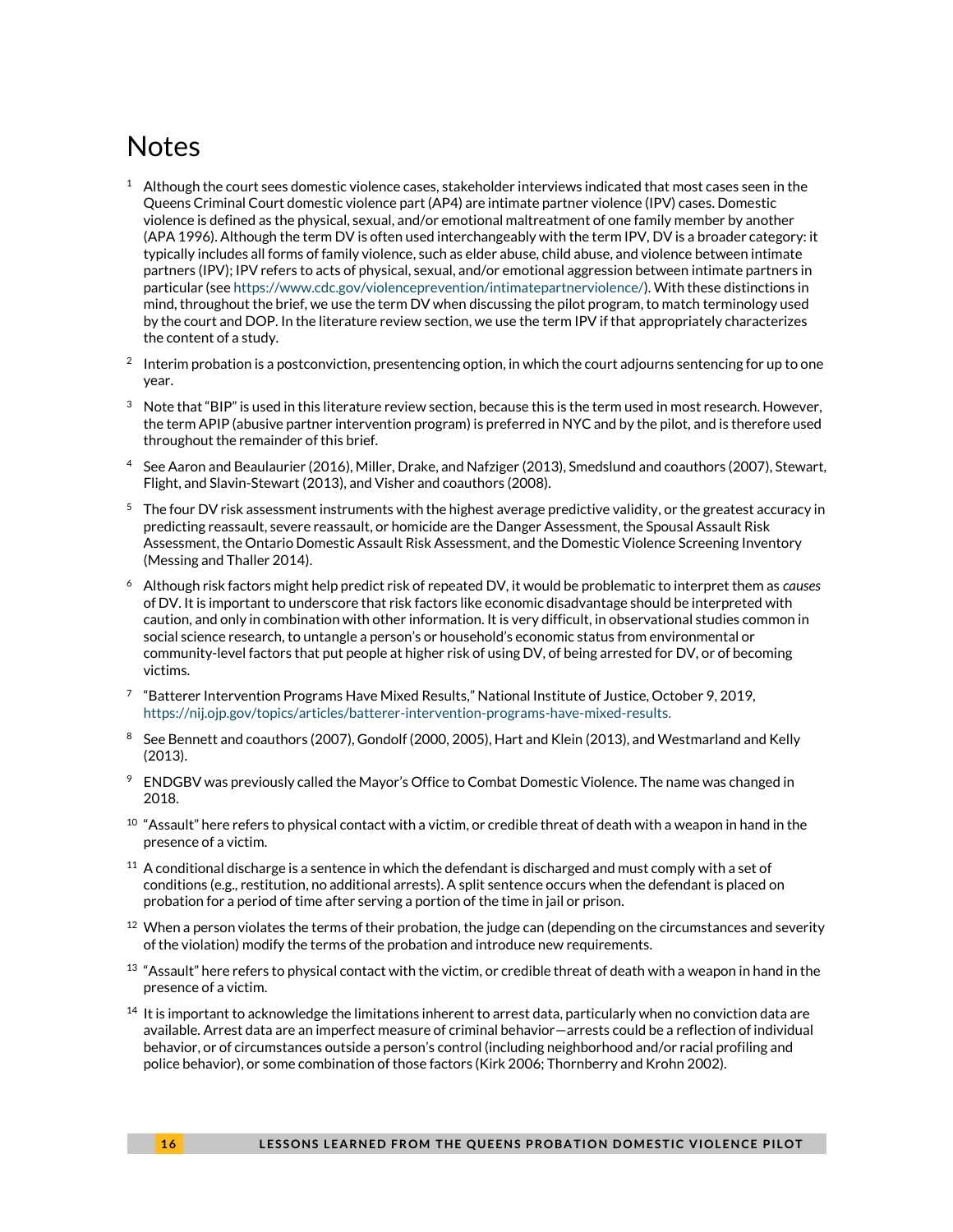# Notes

[1] Although the court sees domestic violence cases, stakeholder interviews indicated that most cases seen in the Queens Criminal Court domestic violence part (AP4) are intimate partner violence (IPV) cases. Domestic violence is defined as the physical, sexual, and/or emotional maltreatment of one family member by another (APA 1996). Although the term DV is often used interchangeably with the term IPV, DV is a broader category: it typically includes all forms of family violence, such as elder abuse, child abuse, and violence between intimate partners (IPV); IPV refers to acts of physical, sexual, and/or emotional aggression between intimate partners in particular (see https://www.cdc.gov/violenceprevention/intimatepartnerviolence/). With these distinctions in mind, throughout the brief, we use the term DV when discussing the pilot program, to match terminology used by the court and DOP. In the literature review section, we use the term IPV if that appropriately characterizes the content of a study.

[2] Interim probation is a postconviction, presentencing option, in which the court adjourns sentencing for up to one year.

[3] Note that "BIP" is used in this literature review section, because this is the term used in most research. However, the term APIP (abusive partner intervention program) is preferred in NYC and by the pilot, and is therefore used throughout the remainder of this brief.

[4] See Aaron and Beaulaurier (2016), Miller, Drake, and Nafziger (2013), Smedslund and coauthors (2007), Stewart, Flight, and Slavin-Stewart (2013), and Visher and coauthors (2008).

[5] The four DV risk assessment instruments with the highest average predictive validity, or the greatest accuracy in predicting reassault, severe reassault, or homicide are the Danger Assessment, the Spousal Assault Risk Assessment, the Ontario Domestic Assault Risk Assessment, and the Domestic Violence Screening Inventory (Messing and Thaller 2014).

[6] Although risk factors might help predict risk of repeated DV, it would be problematic to interpret them as *causes* of DV. It is important to underscore that risk factors like economic disadvantage should be interpreted with caution, and only in combination with other information. It is very difficult, in observational studies common in social science research, to untangle a person's or household's economic status from environmental or community-level factors that put people at higher risk of using DV, of being arrested for DV, or of becoming victims.

[7] "Batterer Intervention Programs Have Mixed Results," National Institute of Justice, October 9, 2019, https://nij.ojp.gov/topics/articles/batterer-intervention-programs-have-mixed-results.

[8] See Bennett and coauthors (2007), Gondolf (2000, 2005), Hart and Klein (2013), and Westmarland and Kelly (2013).

[9] ENDGBV was previously called the Mayor's Office to Combat Domestic Violence. The name was changed in 2018.

[10] "Assault" here refers to physical contact with a victim, or credible threat of death with a weapon in hand in the presence of a victim.

[11] A conditional discharge is a sentence in which the defendant is discharged and must comply with a set of conditions (e.g., restitution, no additional arrests). A split sentence occurs when the defendant is placed on probation for a period of time after serving a portion of the time in jail or prison.

[12] When a person violates the terms of their probation, the judge can (depending on the circumstances and severity of the violation) modify the terms of the probation and introduce new requirements.

[13] "Assault" here refers to physical contact with the victim, or credible threat of death with a weapon in hand in the presence of a victim.

[14] It is important to acknowledge the limitations inherent to arrest data, particularly when no conviction data are available. Arrest data are an imperfect measure of criminal behavior—arrests could be a reflection of individual behavior, or of circumstances outside a person's control (including neighborhood and/or racial profiling and police behavior), or some combination of those factors (Kirk 2006; Thornberry and Krohn 2002).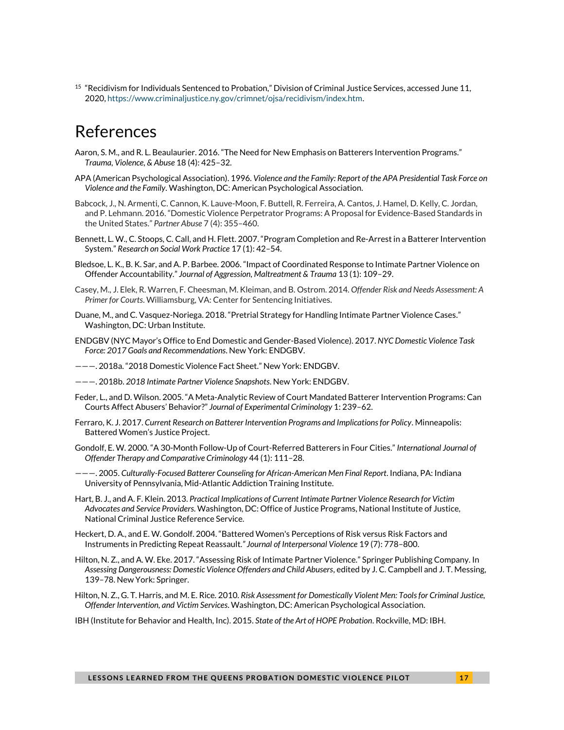[15] "Recidivism for Individuals Sentenced to Probation," Division of Criminal Justice Services, accessed June 11, 2020, https://www.criminaljustice.ny.gov/crimnet/ojsa/recidivism/index.htm.

# References

Aaron, S. M., and R. L. Beaulaurier. 2016. "The Need for New Emphasis on Batterers Intervention Programs." *Trauma, Violence, & Abuse* 18 (4): 425–32.

APA (American Psychological Association). 1996. *Violence and the Family: Report of the APA Presidential Task Force on Violence and the Family*. Washington, DC: American Psychological Association.

Babcock, J., N. Armenti, C. Cannon, K. Lauve-Moon, F. Buttell, R. Ferreira, A. Cantos, J. Hamel, D. Kelly, C. Jordan, and P. Lehmann. 2016. "Domestic Violence Perpetrator Programs: A Proposal for Evidence-Based Standards in the United States." *Partner Abuse* 7 (4): 355–460.

Bennett, L. W., C. Stoops, C. Call, and H. Flett. 2007. "Program Completion and Re-Arrest in a Batterer Intervention System." *Research on Social Work Practice* 17 (1): 42–54.

Bledsoe, L. K., B. K. Sar, and A. P. Barbee. 2006. "Impact of Coordinated Response to Intimate Partner Violence on Offender Accountability." *Journal of Aggression, Maltreatment & Trauma* 13 (1): 109–29.

Casey, M., J. Elek, R. Warren, F. Cheesman, M. Kleiman, and B. Ostrom. 2014. *Offender Risk and Needs Assessment: A Primer for Courts*. Williamsburg, VA: Center for Sentencing Initiatives.

Duane, M., and C. Vasquez-Noriega. 2018. "Pretrial Strategy for Handling Intimate Partner Violence Cases." Washington, DC: Urban Institute.

ENDGBV (NYC Mayor's Office to End Domestic and Gender-Based Violence). 2017. *NYC Domestic Violence Task Force: 2017 Goals and Recommendations*. New York: ENDGBV.

———. 2018a. "2018 Domestic Violence Fact Sheet." New York: ENDGBV.

———. 2018b. *2018 Intimate Partner Violence Snapshots*. New York: ENDGBV.

Feder, L., and D. Wilson. 2005. "A Meta-Analytic Review of Court Mandated Batterer Intervention Programs: Can Courts Affect Abusers' Behavior?" *Journal of Experimental Criminology* 1: 239–62.

Ferraro, K. J. 2017. *Current Research on Batterer Intervention Programs and Implications for Policy*. Minneapolis: Battered Women's Justice Project.

Gondolf, E. W. 2000. "A 30-Month Follow-Up of Court-Referred Batterers in Four Cities." *International Journal of Offender Therapy and Comparative Criminology* 44 (1): 111–28.

———. 2005. *Culturally-Focused Batterer Counseling for African-American Men Final Report*. Indiana, PA: Indiana University of Pennsylvania, Mid-Atlantic Addiction Training Institute.

Hart, B. J., and A. F. Klein. 2013. *Practical Implications of Current Intimate Partner Violence Research for Victim Advocates and Service Providers*. Washington, DC: Office of Justice Programs, National Institute of Justice, National Criminal Justice Reference Service.

Heckert, D. A., and E. W. Gondolf. 2004. "Battered Women's Perceptions of Risk versus Risk Factors and Instruments in Predicting Repeat Reassault." *Journal of Interpersonal Violence* 19 (7): 778–800.

Hilton, N. Z., and A. W. Eke. 2017. "Assessing Risk of Intimate Partner Violence." Springer Publishing Company. In *Assessing Dangerousness: Domestic Violence Offenders and Child Abusers*, edited by J. C. Campbell and J. T. Messing, 139–78. New York: Springer.

Hilton, N. Z., G. T. Harris, and M. E. Rice. 2010. *Risk Assessment for Domestically Violent Men: Tools for Criminal Justice, Offender Intervention, and Victim Services*. Washington, DC: American Psychological Association.

IBH (Institute for Behavior and Health, Inc). 2015. *State of the Art of HOPE Probation*. Rockville, MD: IBH.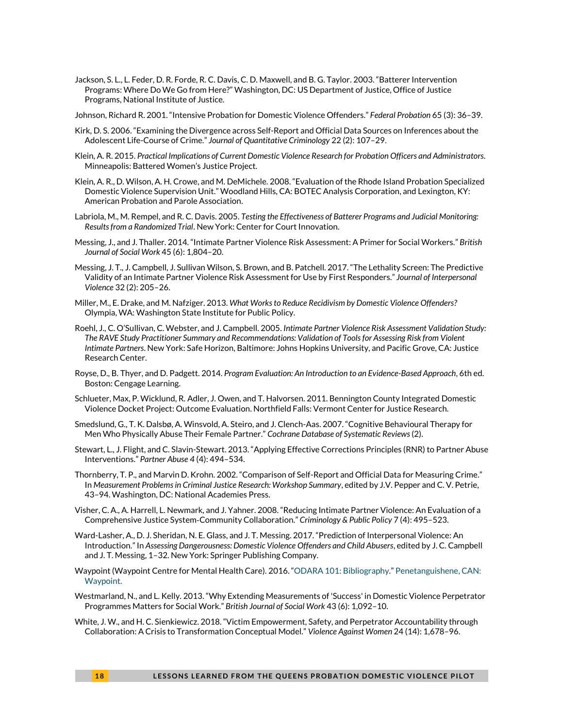Jackson, S. L., L. Feder, D. R. Forde, R. C. Davis, C. D. Maxwell, and B. G. Taylor. 2003. "Batterer Intervention Programs: Where Do We Go from Here?" Washington, DC: US Department of Justice, Office of Justice Programs, National Institute of Justice.

Johnson, Richard R. 2001. "Intensive Probation for Domestic Violence Offenders." *Federal Probation* 65 (3): 36–39.

Kirk, D. S. 2006. "Examining the Divergence across Self-Report and Official Data Sources on Inferences about the Adolescent Life-Course of Crime." *Journal of Quantitative Criminology* 22 (2): 107–29.

Klein, A. R. 2015. *Practical Implications of Current Domestic Violence Research for Probation Officers and Administrators*. Minneapolis: Battered Women's Justice Project.

Klein, A. R., D. Wilson, A. H. Crowe, and M. DeMichele. 2008. "Evaluation of the Rhode Island Probation Specialized Domestic Violence Supervision Unit." Woodland Hills, CA: BOTEC Analysis Corporation, and Lexington, KY: American Probation and Parole Association.

Labriola, M., M. Rempel, and R. C. Davis. 2005. *Testing the Effectiveness of Batterer Programs and Judicial Monitoring: Results from a Randomized Trial*. New York: Center for Court Innovation.

Messing, J., and J. Thaller. 2014. "Intimate Partner Violence Risk Assessment: A Primer for Social Workers." *British Journal of Social Work* 45 (6): 1,804–20.

Messing, J. T., J. Campbell, J. Sullivan Wilson, S. Brown, and B. Patchell. 2017. "The Lethality Screen: The Predictive Validity of an Intimate Partner Violence Risk Assessment for Use by First Responders." *Journal of Interpersonal Violence* 32 (2): 205–26.

Miller, M., E. Drake, and M. Nafziger. 2013. *What Works to Reduce Recidivism by Domestic Violence Offenders?* Olympia, WA: Washington State Institute for Public Policy.

Roehl, J., C. O'Sullivan, C. Webster, and J. Campbell. 2005. *Intimate Partner Violence Risk Assessment Validation Study: The RAVE Study Practitioner Summary and Recommendations: Validation of Tools for Assessing Risk from Violent Intimate Partners*. New York: Safe Horizon, Baltimore: Johns Hopkins University, and Pacific Grove, CA: Justice Research Center.

Royse, D., B. Thyer, and D. Padgett. 2014. *Program Evaluation: An Introduction to an Evidence-Based Approach*, 6th ed. Boston: Cengage Learning.

Schlueter, Max, P. Wicklund, R. Adler, J. Owen, and T. Halvorsen. 2011. Bennington County Integrated Domestic Violence Docket Project: Outcome Evaluation. Northfield Falls: Vermont Center for Justice Research.

Smedslund, G., T. K. Dalsbø, A. Winsvold, A. Steiro, and J. Clench-Aas. 2007. "Cognitive Behavioural Therapy for Men Who Physically Abuse Their Female Partner." *Cochrane Database of Systematic Reviews* (2).

Stewart, L., J. Flight, and C. Slavin-Stewart. 2013. "Applying Effective Corrections Principles (RNR) to Partner Abuse Interventions." *Partner Abuse 4* (4): 494–534.

Thornberry, T. P., and Marvin D. Krohn. 2002. "Comparison of Self-Report and Official Data for Measuring Crime." In *Measurement Problems in Criminal Justice Research: Workshop Summary*, edited by J.V. Pepper and C. V. Petrie, 43–94. Washington, DC: National Academies Press.

Visher, C. A., A. Harrell, L. Newmark, and J. Yahner. 2008. "Reducing Intimate Partner Violence: An Evaluation of a Comprehensive Justice System-Community Collaboration." *Criminology & Public Policy* 7 (4): 495–523.

Ward-Lasher, A., D. J. Sheridan, N. E. Glass, and J. T. Messing. 2017. "Prediction of Interpersonal Violence: An Introduction." In *Assessing Dangerousness: Domestic Violence Offenders and Child Abusers*, edited by J. C. Campbell and J. T. Messing, 1–32. New York: Springer Publishing Company.

Waypoint (Waypoint Centre for Mental Health Care). 2016. "ODARA 101: Bibliography." Penetanguishene, CAN: Waypoint.

Westmarland, N., and L. Kelly. 2013. "Why Extending Measurements of 'Success' in Domestic Violence Perpetrator Programmes Matters for Social Work." *British Journal of Social Work* 43 (6): 1,092–10.

White, J. W., and H. C. Sienkiewicz. 2018. "Victim Empowerment, Safety, and Perpetrator Accountability through Collaboration: A Crisis to Transformation Conceptual Model." *Violence Against Women* 24 (14): 1,678–96.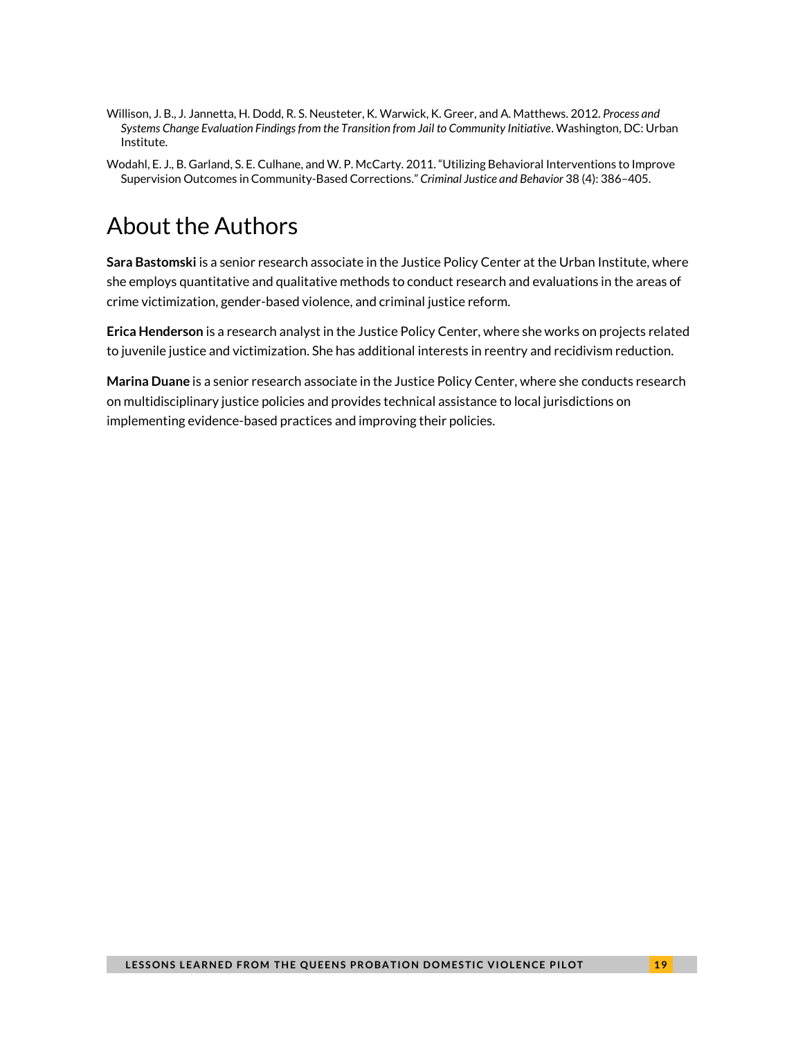Willison, J. B., J. Jannetta, H. Dodd, R. S. Neusteter, K. Warwick, K. Greer, and A. Matthews. 2012. *Process and Systems Change Evaluation Findings from the Transition from Jail to Community Initiative*. Washington, DC: Urban Institute.

Wodahl, E. J., B. Garland, S. E. Culhane, and W. P. McCarty. 2011. "Utilizing Behavioral Interventions to Improve Supervision Outcomes in Community-Based Corrections." *Criminal Justice and Behavior* 38 (4): 386–405.

# About the Authors

**Sara Bastomski** is a senior research associate in the Justice Policy Center at the Urban Institute, where she employs quantitative and qualitative methods to conduct research and evaluations in the areas of crime victimization, gender-based violence, and criminal justice reform.

**Erica Henderson** is a research analyst in the Justice Policy Center, where she works on projects related to juvenile justice and victimization. She has additional interests in reentry and recidivism reduction.

**Marina Duane** is a senior research associate in the Justice Policy Center, where she conducts research on multidisciplinary justice policies and provides technical assistance to local jurisdictions on implementing evidence-based practices and improving their policies.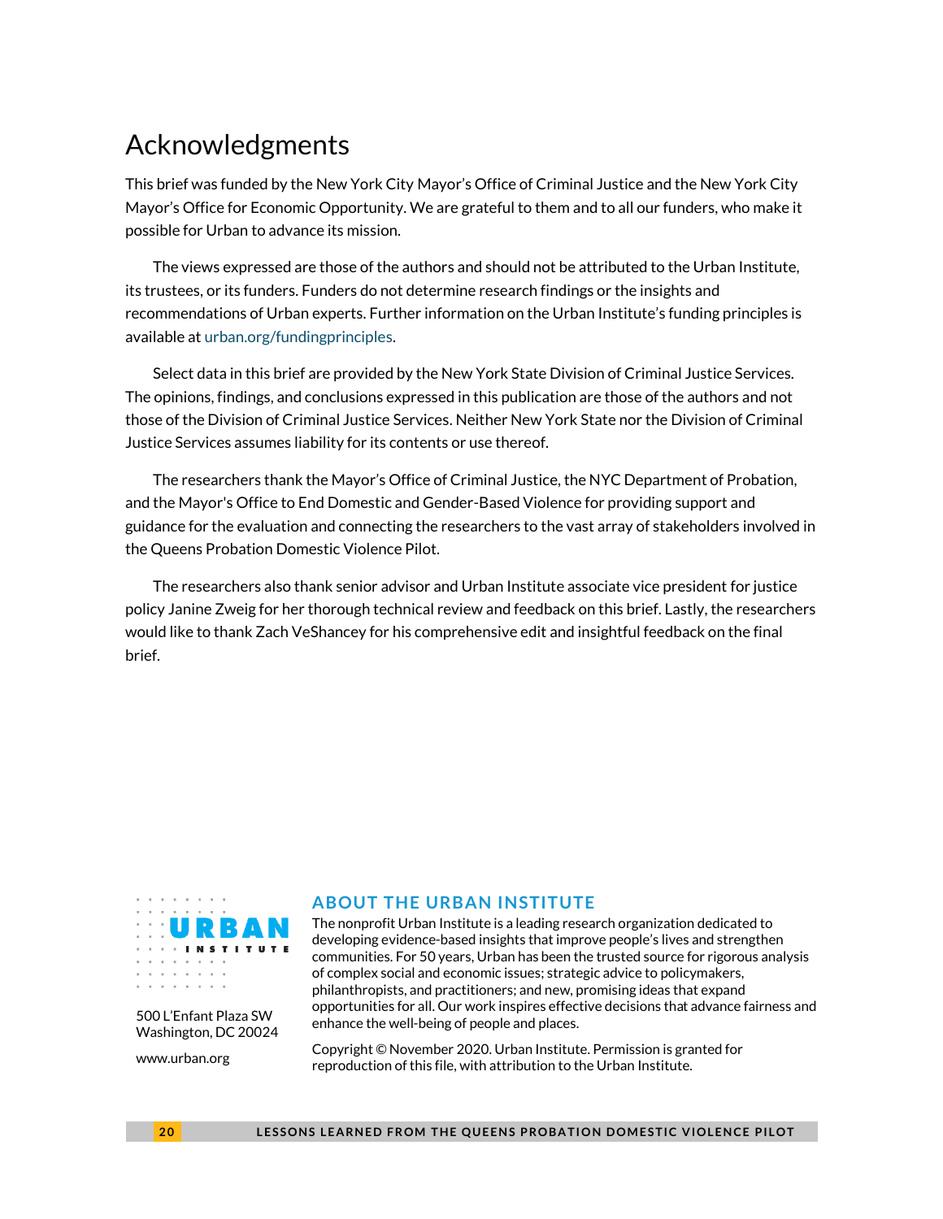# Acknowledgments

This brief was funded by the New York City Mayor's Office of Criminal Justice and the New York City Mayor's Office for Economic Opportunity. We are grateful to them and to all our funders, who make it possible for Urban to advance its mission.

The views expressed are those of the authors and should not be attributed to the Urban Institute, its trustees, or its funders. Funders do not determine research findings or the insights and recommendations of Urban experts. Further information on the Urban Institute's funding principles is available at urban.org/fundingprinciples.

Select data in this brief are provided by the New York State Division of Criminal Justice Services. The opinions, findings, and conclusions expressed in this publication are those of the authors and not those of the Division of Criminal Justice Services. Neither New York State nor the Division of Criminal Justice Services assumes liability for its contents or use thereof.

The researchers thank the Mayor's Office of Criminal Justice, the NYC Department of Probation, and the Mayor's Office to End Domestic and Gender-Based Violence for providing support and guidance for the evaluation and connecting the researchers to the vast array of stakeholders involved in the Queens Probation Domestic Violence Pilot.

The researchers also thank senior advisor and Urban Institute associate vice president for justice policy Janine Zweig for her thorough technical review and feedback on this brief. Lastly, the researchers would like to thank Zach VeShancey for his comprehensive edit and insightful feedback on the final brief.

URBAN INSTITUTE

500 L'Enfant Plaza SW
Washington, DC 20024

www.urban.org

## ABOUT THE URBAN INSTITUTE

The nonprofit Urban Institute is a leading research organization dedicated to developing evidence-based insights that improve people's lives and strengthen communities. For 50 years, Urban has been the trusted source for rigorous analysis of complex social and economic issues; strategic advice to policymakers, philanthropists, and practitioners; and new, promising ideas that expand opportunities for all. Our work inspires effective decisions that advance fairness and enhance the well-being of people and places.

Copyright © November 2020. Urban Institute. Permission is granted for reproduction of this file, with attribution to the Urban Institute.